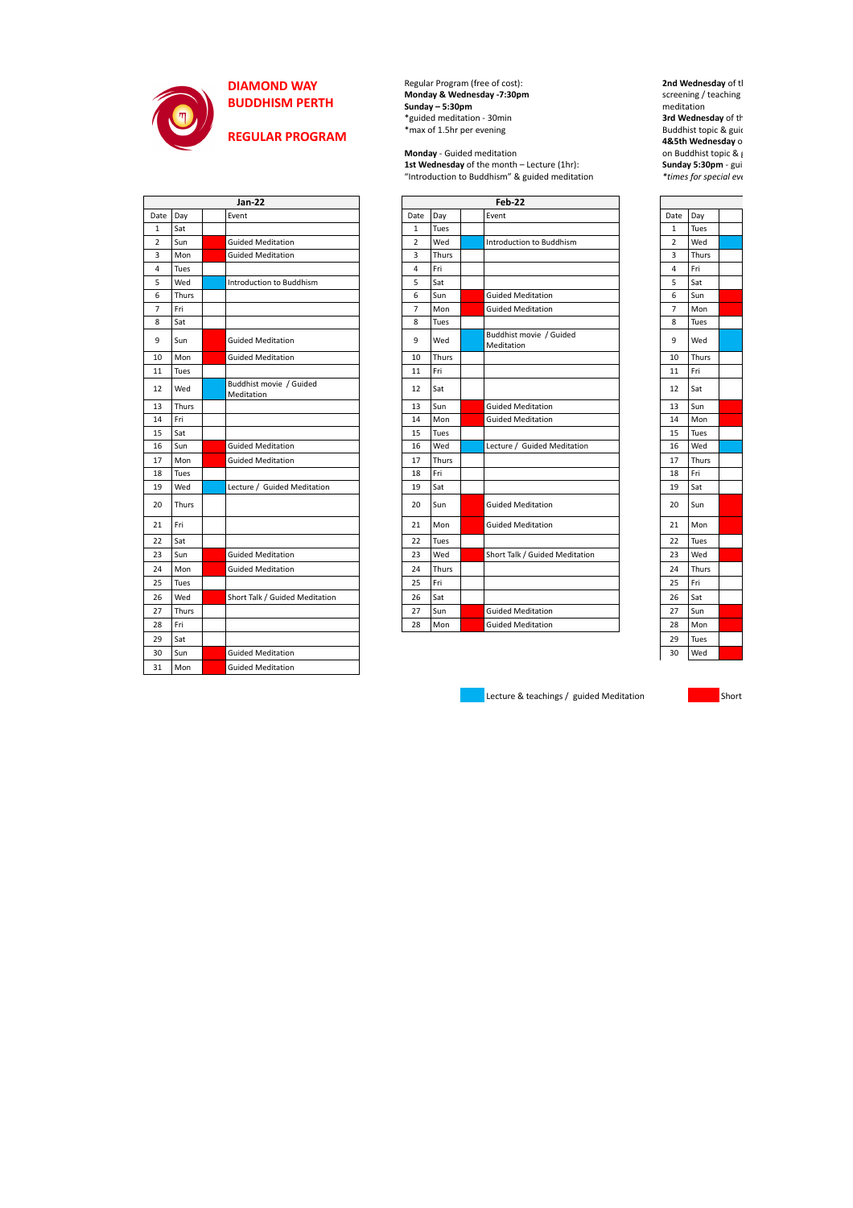# DIAMOND WAY BUDDHISM PERTH

## REGULAR PROGRAM

Regular Program (free of cost):
**Monday & Wednesday -7:30pm**
**Sunday – 5:30pm**
*guided meditation - 30min
*max of 1.5hr per evening

**Monday** - Guided meditation
**1st Wednesday** of the month – Lecture (1hr):
"Introduction to Buddhism" & guided meditation

**2nd Wednesday** of tl
screening / teaching
meditation
**3rd Wednesday** of th
Buddhist topic & guid
**4&5th Wednesday** o
on Buddhist topic & g
**Sunday 5:30pm** - gui
*times for special eve

| Jan-22 | | | |
|---|---|---|---|
| Date | Day | | Event |
| 1 | Sat | | |
| 2 | Sun | | Guided Meditation |
| 3 | Mon | | Guided Meditation |
| 4 | Tues | | |
| 5 | Wed | | Introduction to Buddhism |
| 6 | Thurs | | |
| 7 | Fri | | |
| 8 | Sat | | |
| 9 | Sun | | Guided Meditation |
| 10 | Mon | | Guided Meditation |
| 11 | Tues | | |
| 12 | Wed | | Buddhist movie / Guided Meditation |
| 13 | Thurs | | |
| 14 | Fri | | |
| 15 | Sat | | |
| 16 | Sun | | Guided Meditation |
| 17 | Mon | | Guided Meditation |
| 18 | Tues | | |
| 19 | Wed | | Lecture / Guided Meditation |
| 20 | Thurs | | |
| 21 | Fri | | |
| 22 | Sat | | |
| 23 | Sun | | Guided Meditation |
| 24 | Mon | | Guided Meditation |
| 25 | Tues | | |
| 26 | Wed | | Short Talk / Guided Meditation |
| 27 | Thurs | | |
| 28 | Fri | | |
| 29 | Sat | | |
| 30 | Sun | | Guided Meditation |
| 31 | Mon | | Guided Meditation |

| Feb-22 | | | |
|---|---|---|---|
| Date | Day | | Event |
| 1 | Tues | | |
| 2 | Wed | | Introduction to Buddhism |
| 3 | Thurs | | |
| 4 | Fri | | |
| 5 | Sat | | |
| 6 | Sun | | Guided Meditation |
| 7 | Mon | | Guided Meditation |
| 8 | Tues | | |
| 9 | Wed | | Buddhist movie / Guided Meditation |
| 10 | Thurs | | |
| 11 | Fri | | |
| 12 | Sat | | |
| 13 | Sun | | Guided Meditation |
| 14 | Mon | | Guided Meditation |
| 15 | Tues | | |
| 16 | Wed | | Lecture / Guided Meditation |
| 17 | Thurs | | |
| 18 | Fri | | |
| 19 | Sat | | |
| 20 | Sun | | Guided Meditation |
| 21 | Mon | | Guided Meditation |
| 22 | Tues | | |
| 23 | Wed | | Short Talk / Guided Meditation |
| 24 | Thurs | | |
| 25 | Fri | | |
| 26 | Sat | | |
| 27 | Sun | | Guided Meditation |
| 28 | Mon | | Guided Meditation |

| Date | Day | |
|---|---|---|
| 1 | Tues | |
| 2 | Wed | |
| 3 | Thurs | |
| 4 | Fri | |
| 5 | Sat | |
| 6 | Sun | |
| 7 | Mon | |
| 8 | Tues | |
| 9 | Wed | |
| 10 | Thurs | |
| 11 | Fri | |
| 12 | Sat | |
| 13 | Sun | |
| 14 | Mon | |
| 15 | Tues | |
| 16 | Wed | |
| 17 | Thurs | |
| 18 | Fri | |
| 19 | Sat | |
| 20 | Sun | |
| 21 | Mon | |
| 22 | Tues | |
| 23 | Wed | |
| 24 | Thurs | |
| 25 | Fri | |
| 26 | Sat | |
| 27 | Sun | |
| 28 | Mon | |
| 29 | Tues | |
| 30 | Wed | |

Lecture & teachings / guided Meditation

Short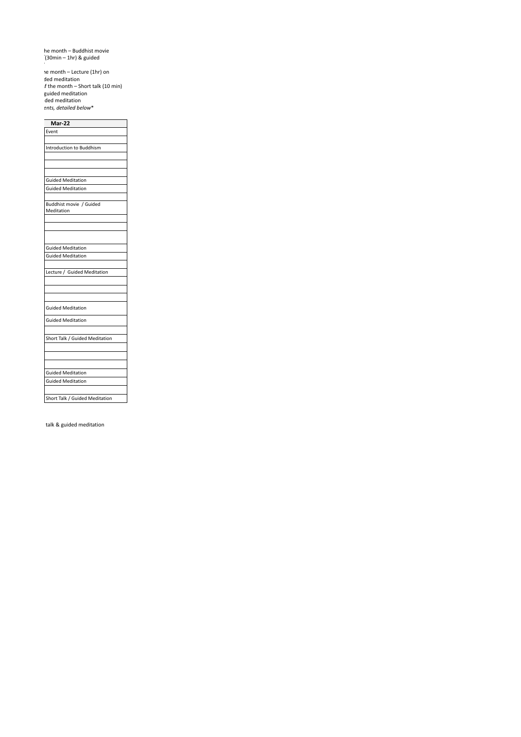he month – Buddhist movie
(30min – 1hr) & guided

ne month – Lecture (1hr) on
ded meditation
f the month – Short talk (10 min)
guided meditation
ded meditation
*ents, detailed below**

| **Mar-22** |
|---|
| Event |
| |
| Introduction to Buddhism |
| |
| |
| |
| Guided Meditation |
| Guided Meditation |
| |
| Buddhist movie / Guided Meditation |
| |
| |
| |
| Guided Meditation |
| Guided Meditation |
| |
| Lecture / Guided Meditation |
| |
| |
| |
| Guided Meditation |
| Guided Meditation |
| |
| Short Talk / Guided Meditation |
| |
| |
| |
| Guided Meditation |
| Guided Meditation |
| |
| Short Talk / Guided Meditation |

talk & guided meditation